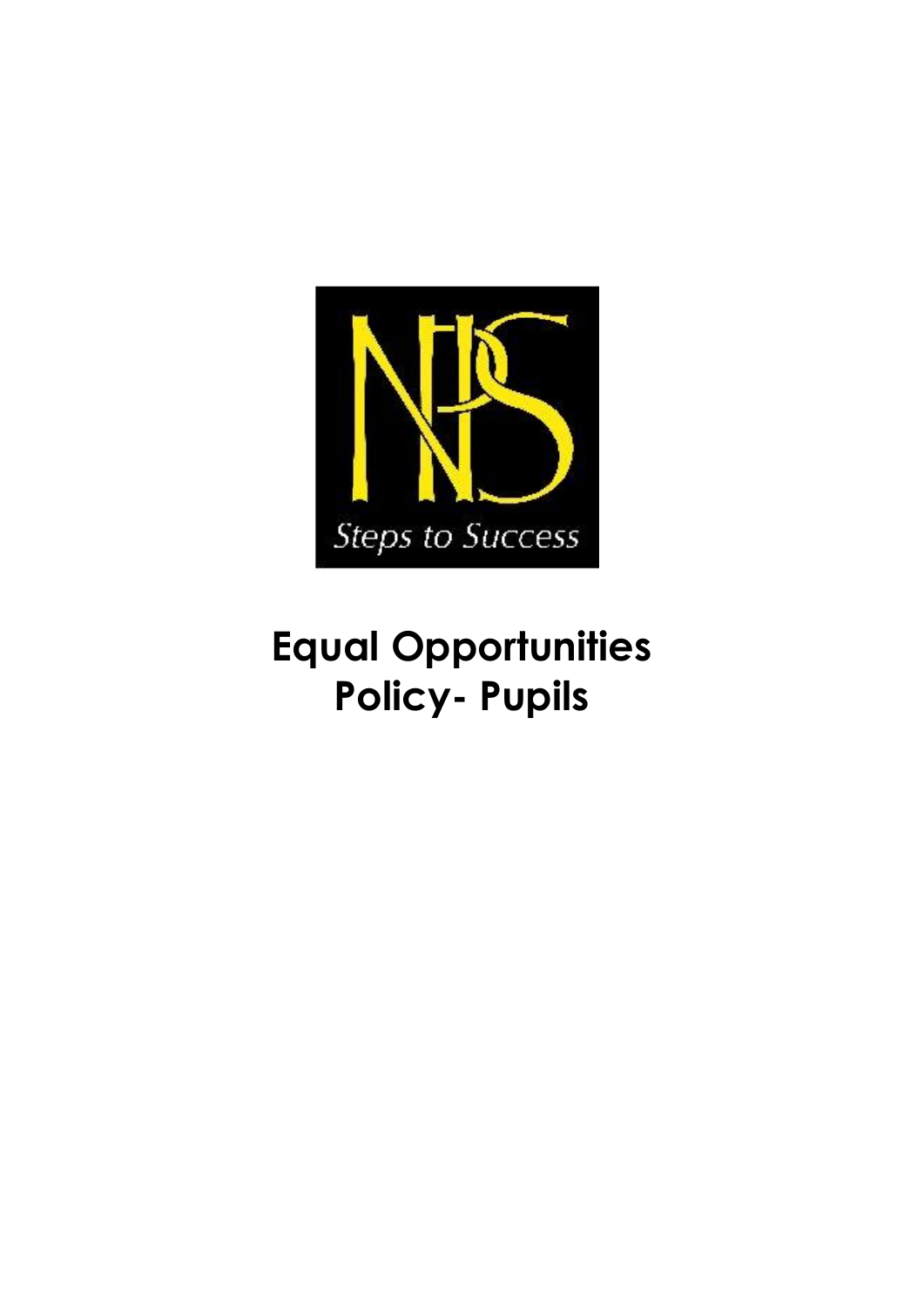Steps to Success

# Equal Opportunities Policy- Pupils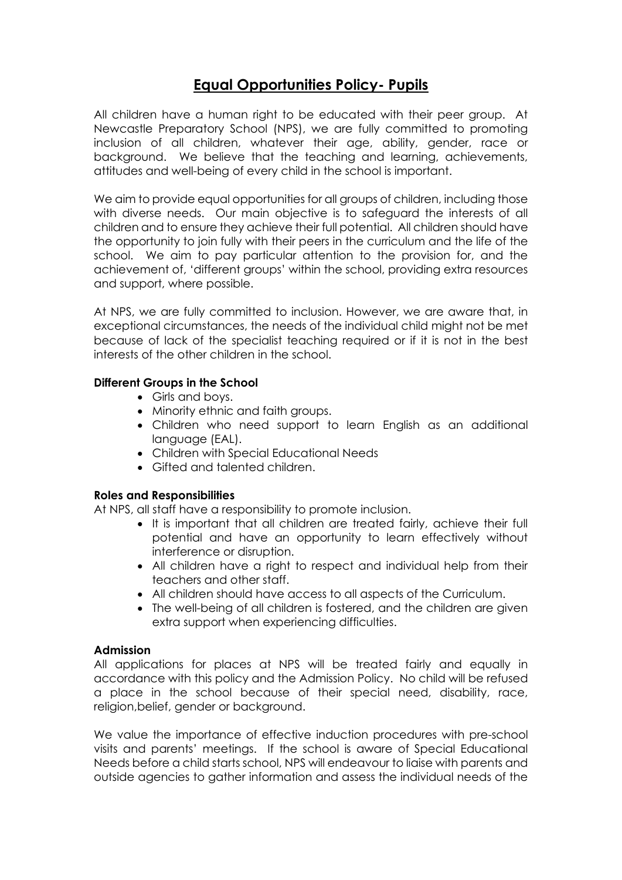# Equal Opportunities Policy- Pupils

All children have a human right to be educated with their peer group. At Newcastle Preparatory School (NPS), we are fully committed to promoting inclusion of all children, whatever their age, ability, gender, race or background. We believe that the teaching and learning, achievements, attitudes and well-being of every child in the school is important.

We aim to provide equal opportunities for all groups of children, including those with diverse needs. Our main objective is to safeguard the interests of all children and to ensure they achieve their full potential. All children should have the opportunity to join fully with their peers in the curriculum and the life of the school. We aim to pay particular attention to the provision for, and the achievement of, 'different groups' within the school, providing extra resources and support, where possible.

At NPS, we are fully committed to inclusion. However, we are aware that, in exceptional circumstances, the needs of the individual child might not be met because of lack of the specialist teaching required or if it is not in the best interests of the other children in the school.

**Different Groups in the School**

- Girls and boys.
- Minority ethnic and faith groups.
- Children who need support to learn English as an additional language (EAL).
- Children with Special Educational Needs
- Gifted and talented children.

**Roles and Responsibilities**

At NPS, all staff have a responsibility to promote inclusion.

- It is important that all children are treated fairly, achieve their full potential and have an opportunity to learn effectively without interference or disruption.
- All children have a right to respect and individual help from their teachers and other staff.
- All children should have access to all aspects of the Curriculum.
- The well-being of all children is fostered, and the children are given extra support when experiencing difficulties.

**Admission**

All applications for places at NPS will be treated fairly and equally in accordance with this policy and the Admission Policy. No child will be refused a place in the school because of their special need, disability, race, religion,belief, gender or background.

We value the importance of effective induction procedures with pre-school visits and parents' meetings. If the school is aware of Special Educational Needs before a child starts school, NPS will endeavour to liaise with parents and outside agencies to gather information and assess the individual needs of the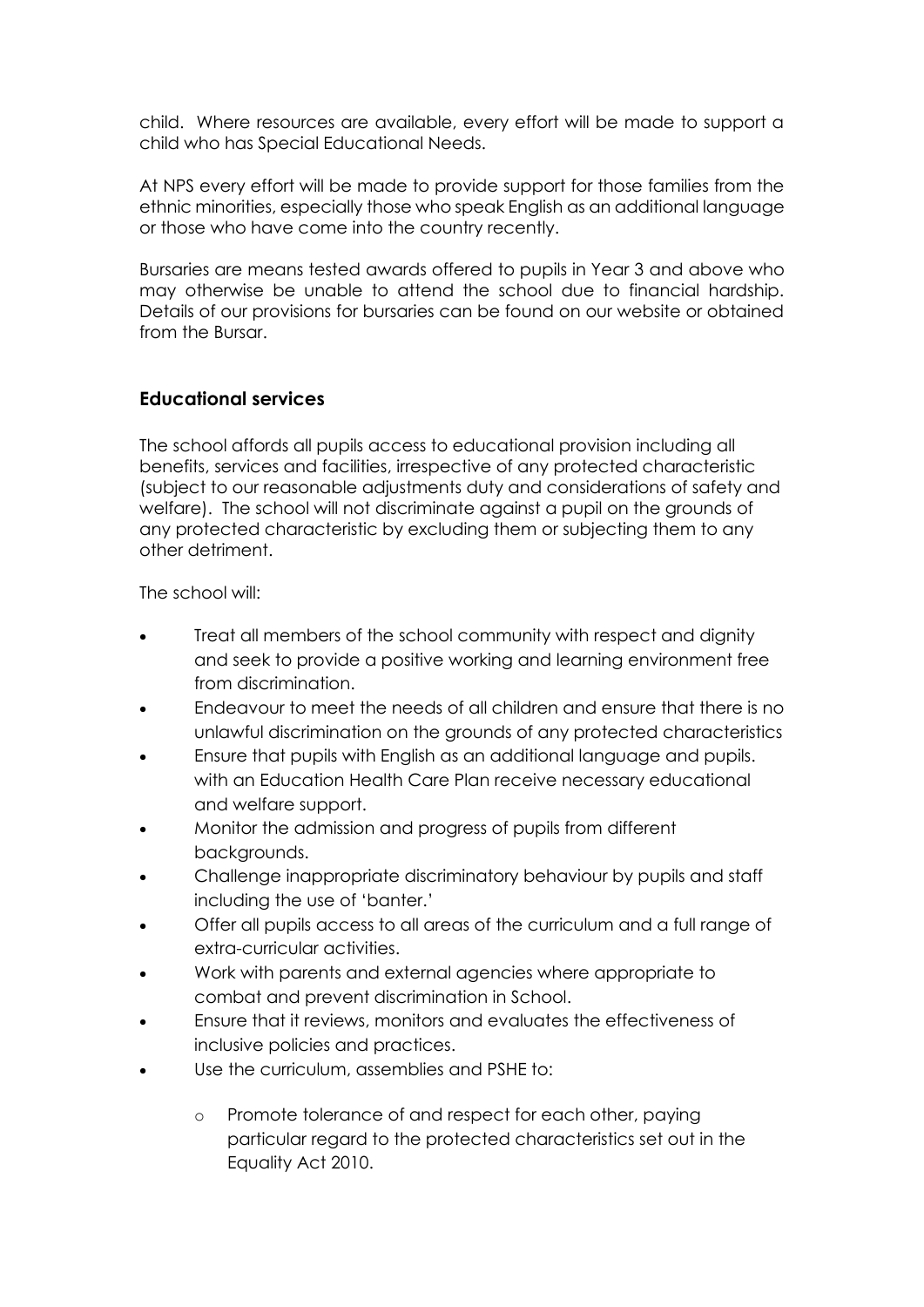child. Where resources are available, every effort will be made to support a child who has Special Educational Needs.

At NPS every effort will be made to provide support for those families from the ethnic minorities, especially those who speak English as an additional language or those who have come into the country recently.

Bursaries are means tested awards offered to pupils in Year 3 and above who may otherwise be unable to attend the school due to financial hardship. Details of our provisions for bursaries can be found on our website or obtained from the Bursar.

## Educational services

The school affords all pupils access to educational provision including all benefits, services and facilities, irrespective of any protected characteristic (subject to our reasonable adjustments duty and considerations of safety and welfare). The school will not discriminate against a pupil on the grounds of any protected characteristic by excluding them or subjecting them to any other detriment.

The school will:

- Treat all members of the school community with respect and dignity and seek to provide a positive working and learning environment free from discrimination.
- Endeavour to meet the needs of all children and ensure that there is no unlawful discrimination on the grounds of any protected characteristics
- Ensure that pupils with English as an additional language and pupils. with an Education Health Care Plan receive necessary educational and welfare support.
- Monitor the admission and progress of pupils from different backgrounds.
- Challenge inappropriate discriminatory behaviour by pupils and staff including the use of 'banter.'
- Offer all pupils access to all areas of the curriculum and a full range of extra-curricular activities.
- Work with parents and external agencies where appropriate to combat and prevent discrimination in School.
- Ensure that it reviews, monitors and evaluates the effectiveness of inclusive policies and practices.
- Use the curriculum, assemblies and PSHE to:
    - Promote tolerance of and respect for each other, paying particular regard to the protected characteristics set out in the Equality Act 2010.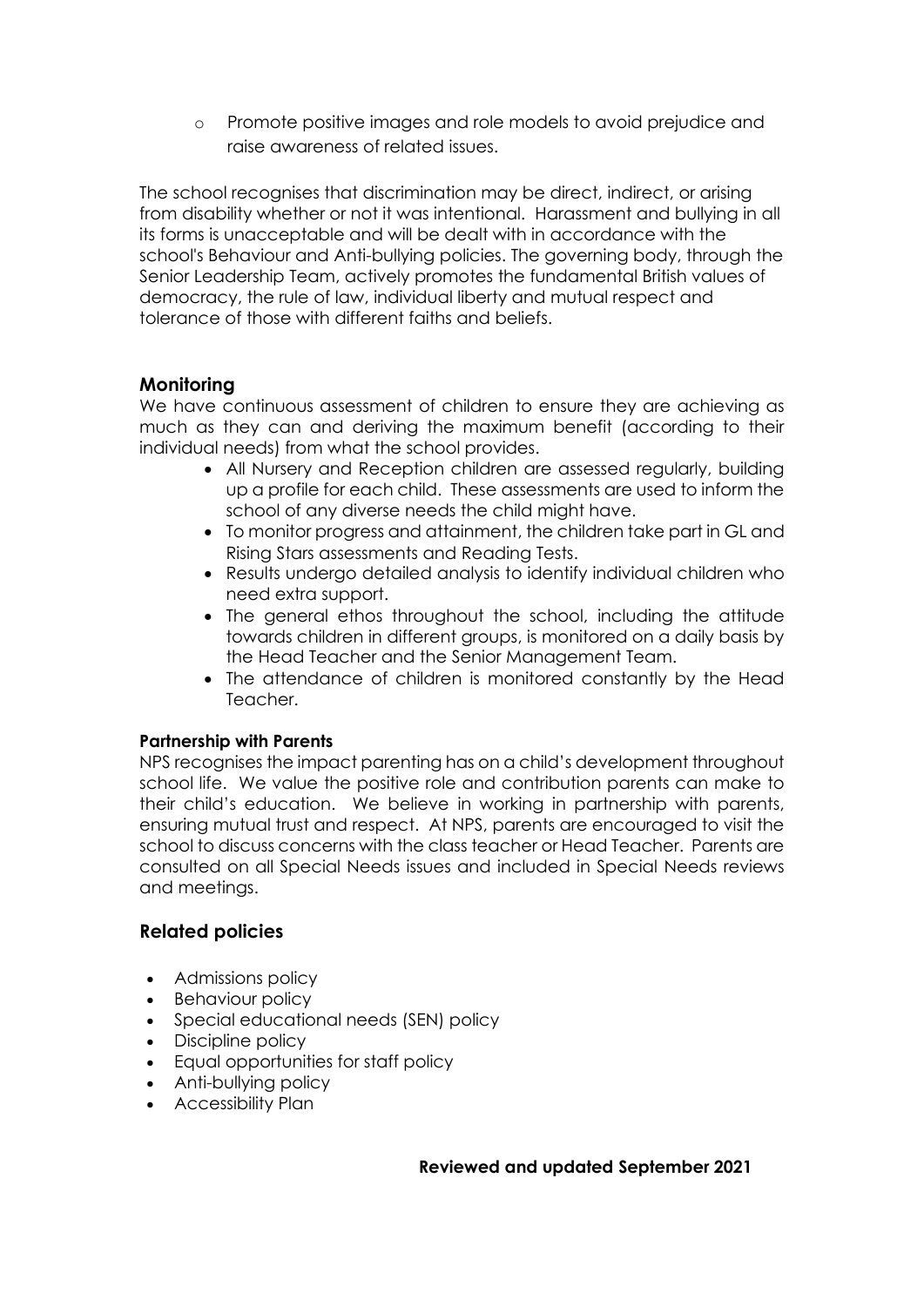- Promote positive images and role models to avoid prejudice and raise awareness of related issues.

The school recognises that discrimination may be direct, indirect, or arising from disability whether or not it was intentional. Harassment and bullying in all its forms is unacceptable and will be dealt with in accordance with the school's Behaviour and Anti-bullying policies. The governing body, through the Senior Leadership Team, actively promotes the fundamental British values of democracy, the rule of law, individual liberty and mutual respect and tolerance of those with different faiths and beliefs.

## Monitoring

We have continuous assessment of children to ensure they are achieving as much as they can and deriving the maximum benefit (according to their individual needs) from what the school provides.

- All Nursery and Reception children are assessed regularly, building up a profile for each child. These assessments are used to inform the school of any diverse needs the child might have.
- To monitor progress and attainment, the children take part in GL and Rising Stars assessments and Reading Tests.
- Results undergo detailed analysis to identify individual children who need extra support.
- The general ethos throughout the school, including the attitude towards children in different groups, is monitored on a daily basis by the Head Teacher and the Senior Management Team.
- The attendance of children is monitored constantly by the Head Teacher.

### Partnership with Parents

NPS recognises the impact parenting has on a child's development throughout school life. We value the positive role and contribution parents can make to their child's education. We believe in working in partnership with parents, ensuring mutual trust and respect. At NPS, parents are encouraged to visit the school to discuss concerns with the class teacher or Head Teacher. Parents are consulted on all Special Needs issues and included in Special Needs reviews and meetings.

## Related policies

- Admissions policy
- Behaviour policy
- Special educational needs (SEN) policy
- Discipline policy
- Equal opportunities for staff policy
- Anti-bullying policy
- Accessibility Plan

**Reviewed and updated September 2021**